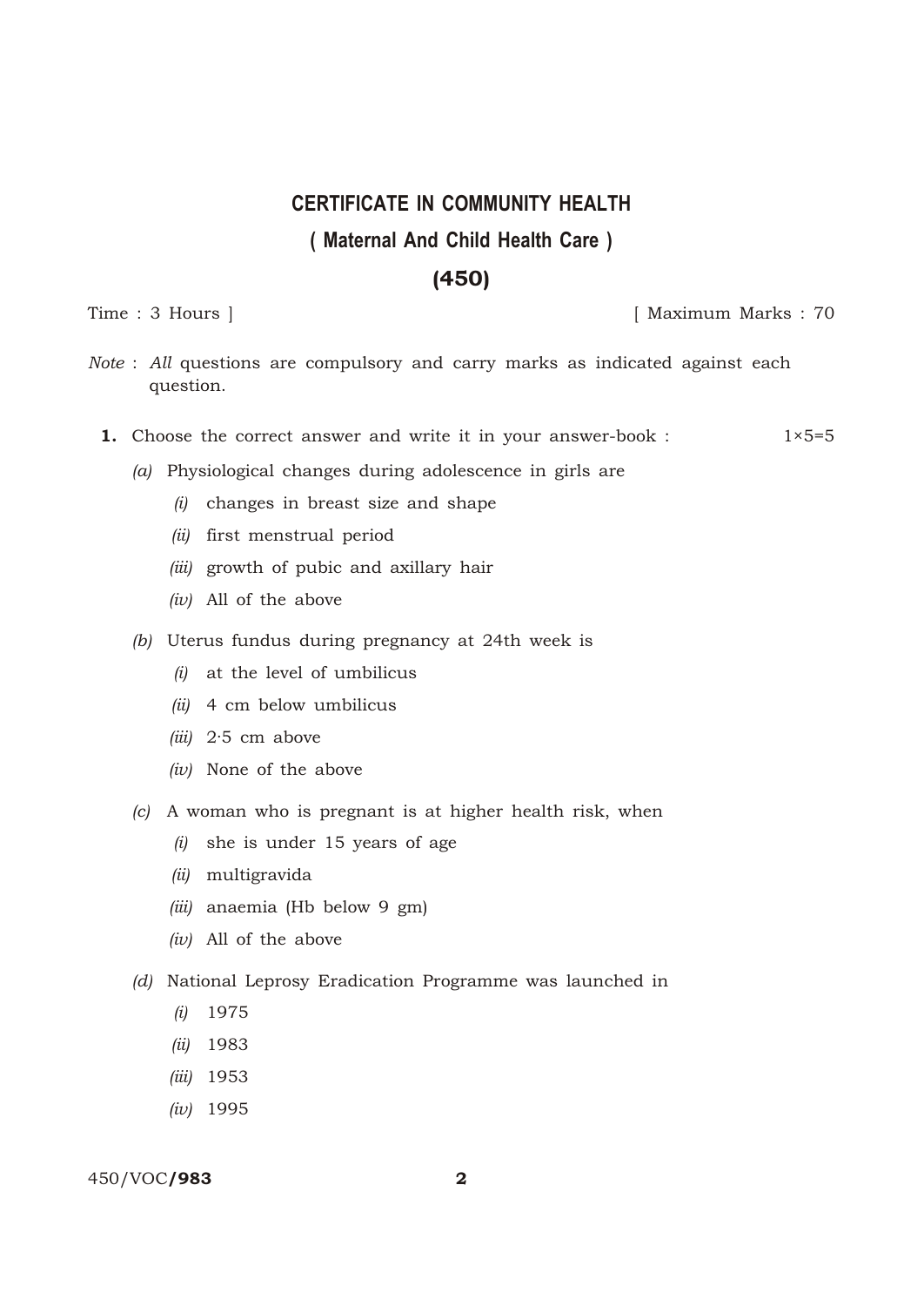# CERTIFICATE IN COMMUNITY HEALTH

## ( Maternal And Child Health Care )

## (450)

Time : 3 Hours ] [ Maximum Marks : 70

*Note* : *All* questions are compulsory and carry marks as indicated against each question.

**1.** Choose the correct answer and write it in your answer-book : 1×5=5

*(a)* Physiological changes during adolescence in girls are

*(i)* changes in breast size and shape

*(ii)* first menstrual period

*(iii)* growth of pubic and axillary hair

*(iv)* All of the above

*(b)* Uterus fundus during pregnancy at 24th week is

*(i)* at the level of umbilicus

*(ii)* 4 cm below umbilicus

*(iii)* 2·5 cm above

*(iv)* None of the above

*(c)* A woman who is pregnant is at higher health risk, when

*(i)* she is under 15 years of age

*(ii)* multigravida

*(iii)* anaemia (Hb below 9 gm)

*(iv)* All of the above

*(d)* National Leprosy Eradication Programme was launched in

*(i)* 1975

*(ii)* 1983

*(iii)* 1953

*(iv)* 1995

450/VOC/**983**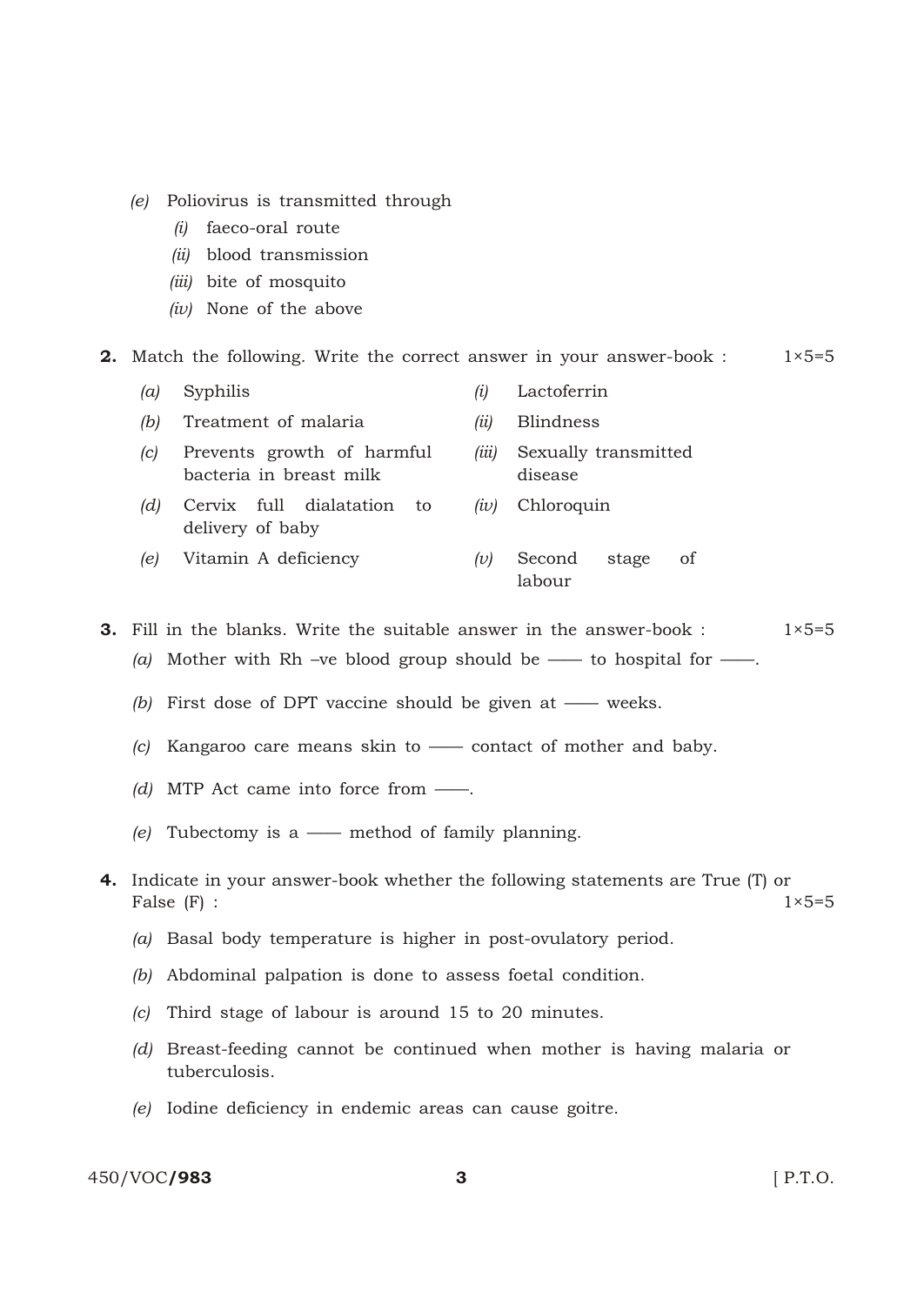(e) Poliovirus is transmitted through

(i) faeco-oral route

(ii) blood transmission

(iii) bite of mosquito

(iv) None of the above

**2.** Match the following. Write the correct answer in your answer-book : 1×5=5

| | | | |
|---|---|---|---|
| (a) | Syphilis | (i) | Lactoferrin |
| (b) | Treatment of malaria | (ii) | Blindness |
| (c) | Prevents growth of harmful bacteria in breast milk | (iii) | Sexually transmitted disease |
| (d) | Cervix full dialatation to delivery of baby | (iv) | Chloroquin |
| (e) | Vitamin A deficiency | (v) | Second stage of labour |

**3.** Fill in the blanks. Write the suitable answer in the answer-book : 1×5=5

(a) Mother with Rh –ve blood group should be —— to hospital for ——.

(b) First dose of DPT vaccine should be given at —— weeks.

(c) Kangaroo care means skin to —— contact of mother and baby.

(d) MTP Act came into force from ——.

(e) Tubectomy is a —— method of family planning.

**4.** Indicate in your answer-book whether the following statements are True (T) or False (F) : 1×5=5

(a) Basal body temperature is higher in post-ovulatory period.

(b) Abdominal palpation is done to assess foetal condition.

(c) Third stage of labour is around 15 to 20 minutes.

(d) Breast-feeding cannot be continued when mother is having malaria or tuberculosis.

(e) Iodine deficiency in endemic areas can cause goitre.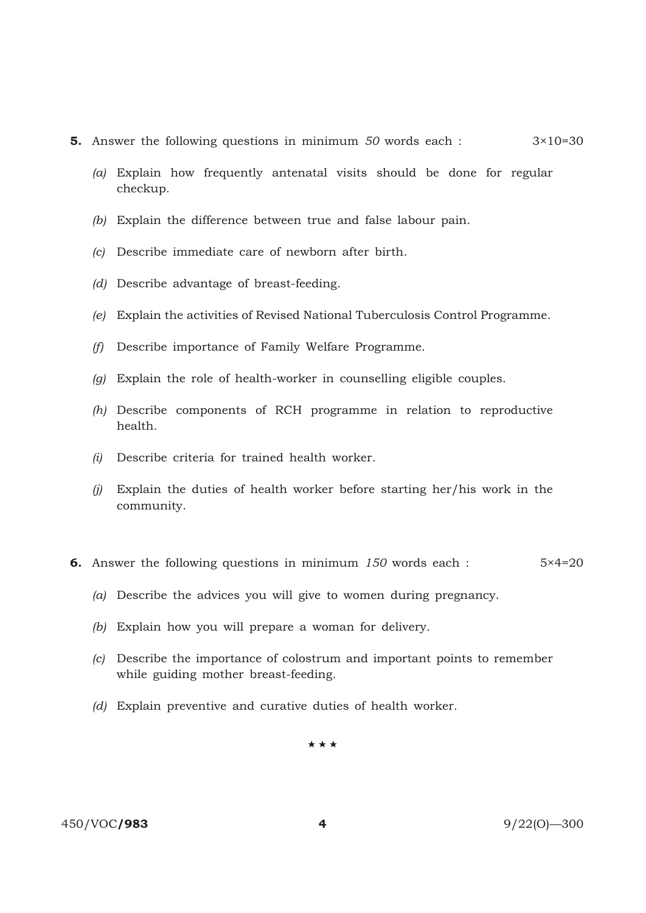**5.** Answer the following questions in minimum *50* words each : 3×10=30

*(a)* Explain how frequently antenatal visits should be done for regular checkup.

*(b)* Explain the difference between true and false labour pain.

*(c)* Describe immediate care of newborn after birth.

*(d)* Describe advantage of breast-feeding.

*(e)* Explain the activities of Revised National Tuberculosis Control Programme.

*(f)* Describe importance of Family Welfare Programme.

*(g)* Explain the role of health-worker in counselling eligible couples.

*(h)* Describe components of RCH programme in relation to reproductive health.

*(i)* Describe criteria for trained health worker.

*(j)* Explain the duties of health worker before starting her/his work in the community.

**6.** Answer the following questions in minimum *150* words each : 5×4=20

*(a)* Describe the advices you will give to women during pregnancy.

*(b)* Explain how you will prepare a woman for delivery.

*(c)* Describe the importance of colostrum and important points to remember while guiding mother breast-feeding.

*(d)* Explain preventive and curative duties of health worker.

★ ★ ★